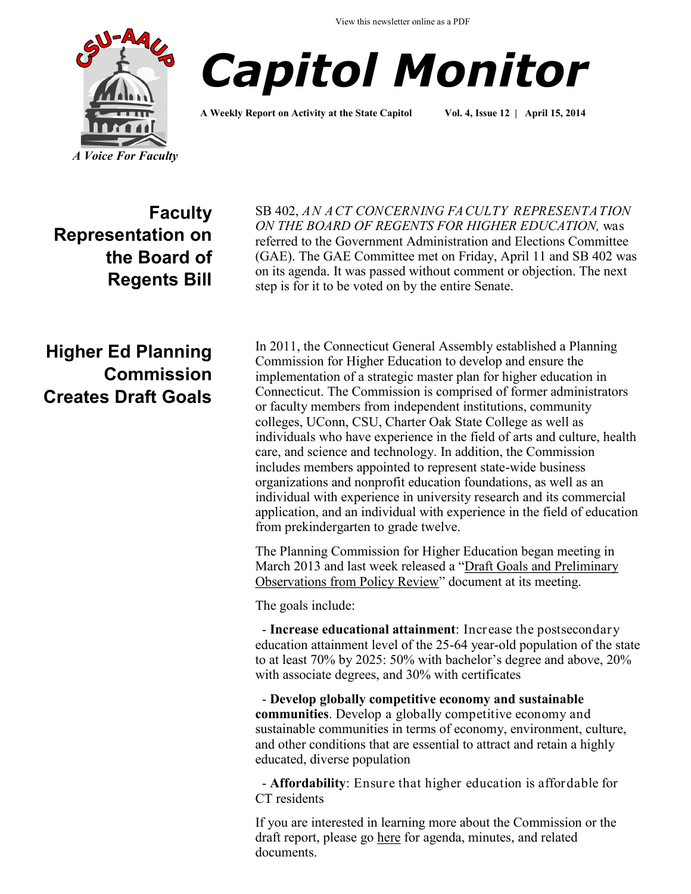View this newsletter online as a PDF

CSU-AAUP

*A Voice For Faculty*

# *Capitol Monitor*

**A Weekly Report on Activity at the State Capitol** **Vol. 4, Issue 12 | April 15, 2014**

## Faculty Representation on the Board of Regents Bill

SB 402, *AN ACT CONCERNING FACULTY REPRESENTATION ON THE BOARD OF REGENTS FOR HIGHER EDUCATION,* was referred to the Government Administration and Elections Committee (GAE). The GAE Committee met on Friday, April 11 and SB 402 was on its agenda. It was passed without comment or objection. The next step is for it to be voted on by the entire Senate.

## Higher Ed Planning Commission Creates Draft Goals

In 2011, the Connecticut General Assembly established a Planning Commission for Higher Education to develop and ensure the implementation of a strategic master plan for higher education in Connecticut. The Commission is comprised of former administrators or faculty members from independent institutions, community colleges, UConn, CSU, Charter Oak State College as well as individuals who have experience in the field of arts and culture, health care, and science and technology. In addition, the Commission includes members appointed to represent state-wide business organizations and nonprofit education foundations, as well as an individual with experience in university research and its commercial application, and an individual with experience in the field of education from prekindergarten to grade twelve.

The Planning Commission for Higher Education began meeting in March 2013 and last week released a "Draft Goals and Preliminary Observations from Policy Review" document at its meeting.

The goals include:

- **Increase educational attainment**: Increase the postsecondary education attainment level of the 25-64 year-old population of the state to at least 70% by 2025: 50% with bachelor's degree and above, 20% with associate degrees, and 30% with certificates
- **Develop globally competitive economy and sustainable communities**. Develop a globally competitive economy and sustainable communities in terms of economy, environment, culture, and other conditions that are essential to attract and retain a highly educated, diverse population
- **Affordability**: Ensure that higher education is affordable for CT residents

If you are interested in learning more about the Commission or the draft report, please go here for agenda, minutes, and related documents.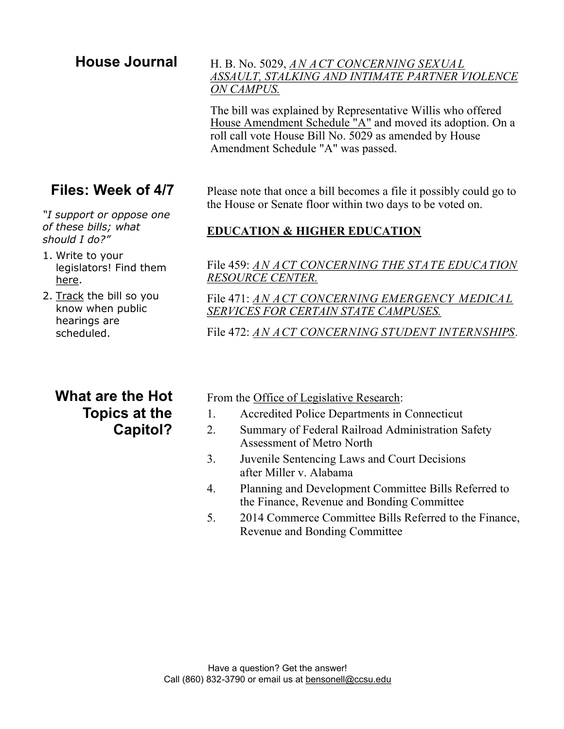## House Journal

H. B. No. 5029, *AN ACT CONCERNING SEXUAL ASSAULT, STALKING AND INTIMATE PARTNER VIOLENCE ON CAMPUS.*

The bill was explained by Representative Willis who offered House Amendment Schedule "A" and moved its adoption. On a roll call vote House Bill No. 5029 as amended by House Amendment Schedule "A" was passed.

## Files: Week of 4/7

*"I support or oppose one of these bills; what should I do?"*

1. Write to your legislators! Find them here.
2. Track the bill so you know when public hearings are scheduled.

Please note that once a bill becomes a file it possibly could go to the House or Senate floor within two days to be voted on.

**EDUCATION & HIGHER EDUCATION**

File 459: *AN ACT CONCERNING THE STATE EDUCATION RESOURCE CENTER.*

File 471: *AN ACT CONCERNING EMERGENCY MEDICAL SERVICES FOR CERTAIN STATE CAMPUSES.*

File 472: *AN ACT CONCERNING STUDENT INTERNSHIPS*.

## What are the Hot Topics at the Capitol?

From the Office of Legislative Research:

1. Accredited Police Departments in Connecticut
2. Summary of Federal Railroad Administration Safety Assessment of Metro North
3. Juvenile Sentencing Laws and Court Decisions after Miller v. Alabama
4. Planning and Development Committee Bills Referred to the Finance, Revenue and Bonding Committee
5. 2014 Commerce Committee Bills Referred to the Finance, Revenue and Bonding Committee

Have a question? Get the answer!
Call (860) 832-3790 or email us at bensonell@ccsu.edu